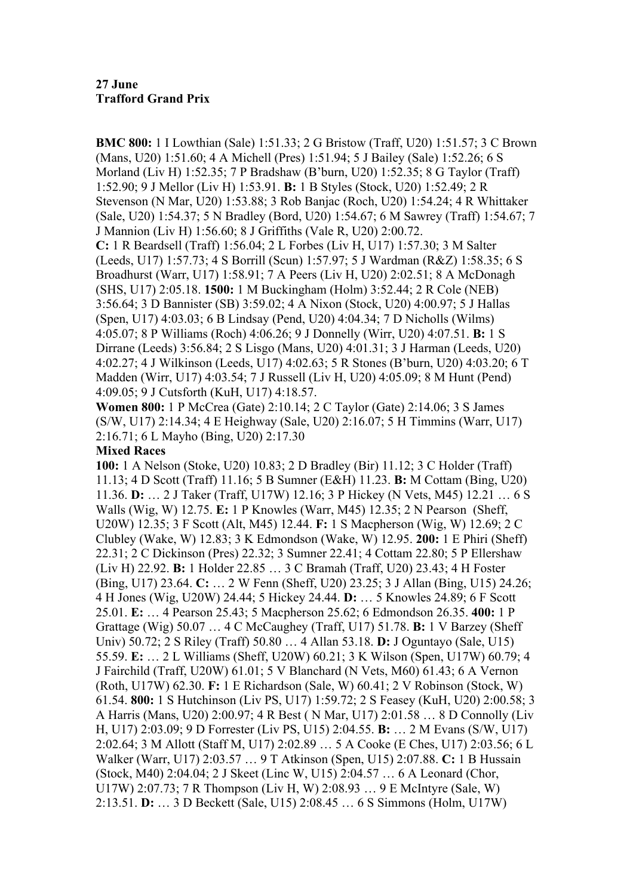**27 June**
**Trafford Grand Prix**

**BMC 800:** 1 I Lowthian (Sale) 1:51.33; 2 G Bristow (Traff, U20) 1:51.57; 3 C Brown (Mans, U20) 1:51.60; 4 A Michell (Pres) 1:51.94; 5 J Bailey (Sale) 1:52.26; 6 S Morland (Liv H) 1:52.35; 7 P Bradshaw (B'burn, U20) 1:52.35; 8 G Taylor (Traff) 1:52.90; 9 J Mellor (Liv H) 1:53.91. **B:** 1 B Styles (Stock, U20) 1:52.49; 2 R Stevenson (N Mar, U20) 1:53.88; 3 Rob Banjac (Roch, U20) 1:54.24; 4 R Whittaker (Sale, U20) 1:54.37; 5 N Bradley (Bord, U20) 1:54.67; 6 M Sawrey (Traff) 1:54.67; 7 J Mannion (Liv H) 1:56.60; 8 J Griffiths (Vale R, U20) 2:00.72.
**C:** 1 R Beardsell (Traff) 1:56.04; 2 L Forbes (Liv H, U17) 1:57.30; 3 M Salter (Leeds, U17) 1:57.73; 4 S Borrill (Scun) 1:57.97; 5 J Wardman (R&Z) 1:58.35; 6 S Broadhurst (Warr, U17) 1:58.91; 7 A Peers (Liv H, U20) 2:02.51; 8 A McDonagh (SHS, U17) 2:05.18. **1500:** 1 M Buckingham (Holm) 3:52.44; 2 R Cole (NEB) 3:56.64; 3 D Bannister (SB) 3:59.02; 4 A Nixon (Stock, U20) 4:00.97; 5 J Hallas (Spen, U17) 4:03.03; 6 B Lindsay (Pend, U20) 4:04.34; 7 D Nicholls (Wilms) 4:05.07; 8 P Williams (Roch) 4:06.26; 9 J Donnelly (Wirr, U20) 4:07.51. **B:** 1 S Dirrane (Leeds) 3:56.84; 2 S Lisgo (Mans, U20) 4:01.31; 3 J Harman (Leeds, U20) 4:02.27; 4 J Wilkinson (Leeds, U17) 4:02.63; 5 R Stones (B'burn, U20) 4:03.20; 6 T Madden (Wirr, U17) 4:03.54; 7 J Russell (Liv H, U20) 4:05.09; 8 M Hunt (Pend) 4:09.05; 9 J Cutsforth (KuH, U17) 4:18.57.
**Women 800:** 1 P McCrea (Gate) 2:10.14; 2 C Taylor (Gate) 2:14.06; 3 S James (S/W, U17) 2:14.34; 4 E Heighway (Sale, U20) 2:16.07; 5 H Timmins (Warr, U17) 2:16.71; 6 L Mayho (Bing, U20) 2:17.30
**Mixed Races**
**100:** 1 A Nelson (Stoke, U20) 10.83; 2 D Bradley (Bir) 11.12; 3 C Holder (Traff) 11.13; 4 D Scott (Traff) 11.16; 5 B Sumner (E&H) 11.23. **B:** M Cottam (Bing, U20) 11.36. **D:** … 2 J Taker (Traff, U17W) 12.16; 3 P Hickey (N Vets, M45) 12.21 … 6 S Walls (Wig, W) 12.75. **E:** 1 P Knowles (Warr, M45) 12.35; 2 N Pearson (Sheff, U20W) 12.35; 3 F Scott (Alt, M45) 12.44. **F:** 1 S Macpherson (Wig, W) 12.69; 2 C Clubley (Wake, W) 12.83; 3 K Edmondson (Wake, W) 12.95. **200:** 1 E Phiri (Sheff) 22.31; 2 C Dickinson (Pres) 22.32; 3 Sumner 22.41; 4 Cottam 22.80; 5 P Ellershaw (Liv H) 22.92. **B:** 1 Holder 22.85 … 3 C Bramah (Traff, U20) 23.43; 4 H Foster (Bing, U17) 23.64. **C:** … 2 W Fenn (Sheff, U20) 23.25; 3 J Allan (Bing, U15) 24.26; 4 H Jones (Wig, U20W) 24.44; 5 Hickey 24.44. **D:** … 5 Knowles 24.89; 6 F Scott 25.01. **E:** … 4 Pearson 25.43; 5 Macpherson 25.62; 6 Edmondson 26.35. **400:** 1 P Grattage (Wig) 50.07 … 4 C McCaughey (Traff, U17) 51.78. **B:** 1 V Barzey (Sheff Univ) 50.72; 2 S Riley (Traff) 50.80 … 4 Allan 53.18. **D:** J Oguntayo (Sale, U15) 55.59. **E:** … 2 L Williams (Sheff, U20W) 60.21; 3 K Wilson (Spen, U17W) 60.79; 4 J Fairchild (Traff, U20W) 61.01; 5 V Blanchard (N Vets, M60) 61.43; 6 A Vernon (Roth, U17W) 62.30. **F:** 1 E Richardson (Sale, W) 60.41; 2 V Robinson (Stock, W) 61.54. **800:** 1 S Hutchinson (Liv PS, U17) 1:59.72; 2 S Feasey (KuH, U20) 2:00.58; 3 A Harris (Mans, U20) 2:00.97; 4 R Best ( N Mar, U17) 2:01.58 … 8 D Connolly (Liv H, U17) 2:03.09; 9 D Forrester (Liv PS, U15) 2:04.55. **B:** … 2 M Evans (S/W, U17) 2:02.64; 3 M Allott (Staff M, U17) 2:02.89 … 5 A Cooke (E Ches, U17) 2:03.56; 6 L Walker (Warr, U17) 2:03.57 … 9 T Atkinson (Spen, U15) 2:07.88. **C:** 1 B Hussain (Stock, M40) 2:04.04; 2 J Skeet (Linc W, U15) 2:04.57 … 6 A Leonard (Chor, U17W) 2:07.73; 7 R Thompson (Liv H, W) 2:08.93 … 9 E McIntyre (Sale, W) 2:13.51. **D:** … 3 D Beckett (Sale, U15) 2:08.45 … 6 S Simmons (Holm, U17W)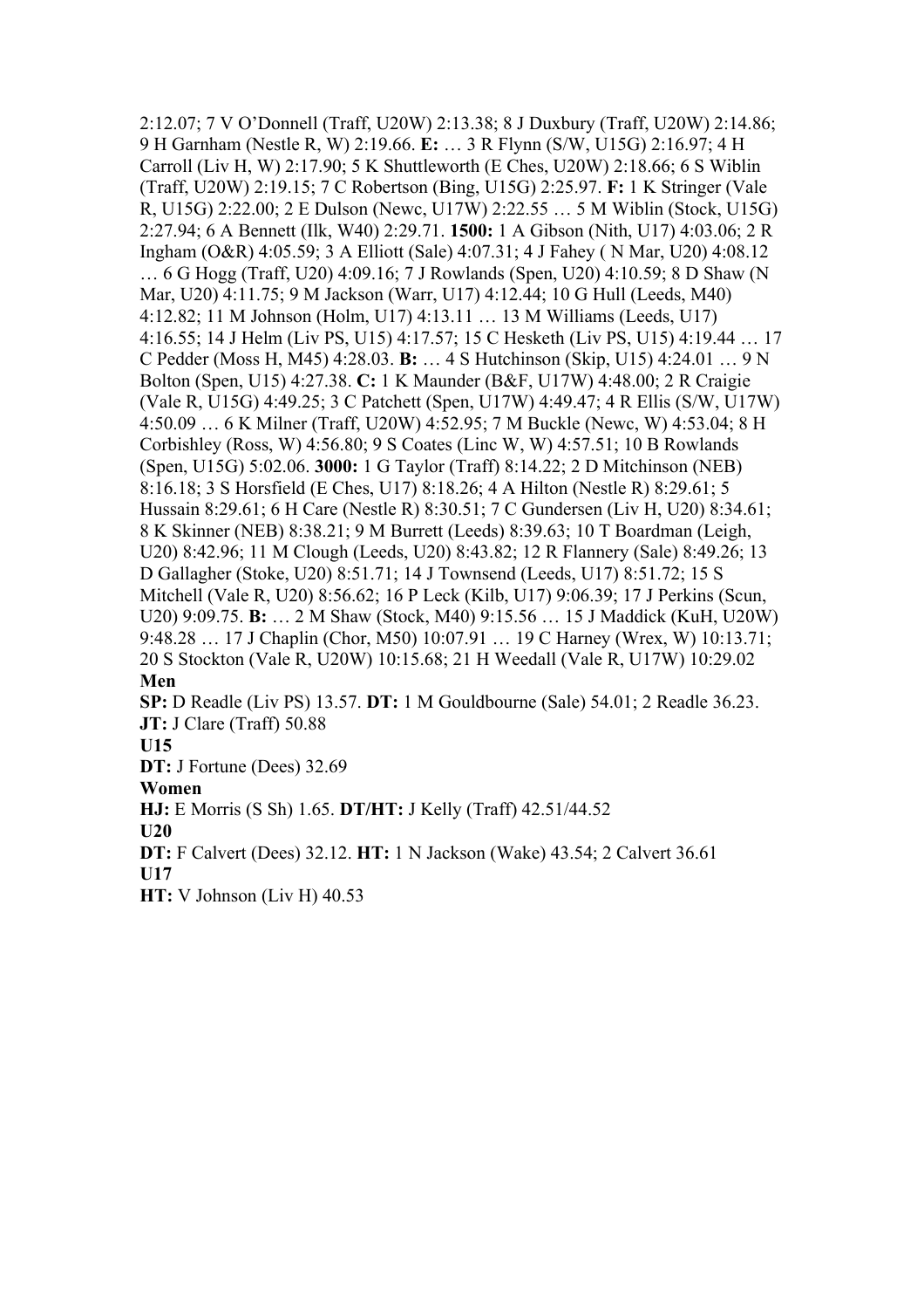2:12.07; 7 V O'Donnell (Traff, U20W) 2:13.38; 8 J Duxbury (Traff, U20W) 2:14.86; 9 H Garnham (Nestle R, W) 2:19.66. **E:** … 3 R Flynn (S/W, U15G) 2:16.97; 4 H Carroll (Liv H, W) 2:17.90; 5 K Shuttleworth (E Ches, U20W) 2:18.66; 6 S Wiblin (Traff, U20W) 2:19.15; 7 C Robertson (Bing, U15G) 2:25.97. **F:** 1 K Stringer (Vale R, U15G) 2:22.00; 2 E Dulson (Newc, U17W) 2:22.55 … 5 M Wiblin (Stock, U15G) 2:27.94; 6 A Bennett (Ilk, W40) 2:29.71. **1500:** 1 A Gibson (Nith, U17) 4:03.06; 2 R Ingham (O&R) 4:05.59; 3 A Elliott (Sale) 4:07.31; 4 J Fahey ( N Mar, U20) 4:08.12 … 6 G Hogg (Traff, U20) 4:09.16; 7 J Rowlands (Spen, U20) 4:10.59; 8 D Shaw (N Mar, U20) 4:11.75; 9 M Jackson (Warr, U17) 4:12.44; 10 G Hull (Leeds, M40) 4:12.82; 11 M Johnson (Holm, U17) 4:13.11 … 13 M Williams (Leeds, U17) 4:16.55; 14 J Helm (Liv PS, U15) 4:17.57; 15 C Hesketh (Liv PS, U15) 4:19.44 … 17 C Pedder (Moss H, M45) 4:28.03. **B:** … 4 S Hutchinson (Skip, U15) 4:24.01 … 9 N Bolton (Spen, U15) 4:27.38. **C:** 1 K Maunder (B&F, U17W) 4:48.00; 2 R Craigie (Vale R, U15G) 4:49.25; 3 C Patchett (Spen, U17W) 4:49.47; 4 R Ellis (S/W, U17W) 4:50.09 … 6 K Milner (Traff, U20W) 4:52.95; 7 M Buckle (Newc, W) 4:53.04; 8 H Corbishley (Ross, W) 4:56.80; 9 S Coates (Linc W, W) 4:57.51; 10 B Rowlands (Spen, U15G) 5:02.06. **3000:** 1 G Taylor (Traff) 8:14.22; 2 D Mitchinson (NEB) 8:16.18; 3 S Horsfield (E Ches, U17) 8:18.26; 4 A Hilton (Nestle R) 8:29.61; 5 Hussain 8:29.61; 6 H Care (Nestle R) 8:30.51; 7 C Gundersen (Liv H, U20) 8:34.61; 8 K Skinner (NEB) 8:38.21; 9 M Burrett (Leeds) 8:39.63; 10 T Boardman (Leigh, U20) 8:42.96; 11 M Clough (Leeds, U20) 8:43.82; 12 R Flannery (Sale) 8:49.26; 13 D Gallagher (Stoke, U20) 8:51.71; 14 J Townsend (Leeds, U17) 8:51.72; 15 S Mitchell (Vale R, U20) 8:56.62; 16 P Leck (Kilb, U17) 9:06.39; 17 J Perkins (Scun, U20) 9:09.75. **B:** … 2 M Shaw (Stock, M40) 9:15.56 … 15 J Maddick (KuH, U20W) 9:48.28 … 17 J Chaplin (Chor, M50) 10:07.91 … 19 C Harney (Wrex, W) 10:13.71; 20 S Stockton (Vale R, U20W) 10:15.68; 21 H Weedall (Vale R, U17W) 10:29.02

**Men**

**SP:** D Readle (Liv PS) 13.57. **DT:** 1 M Gouldbourne (Sale) 54.01; 2 Readle 36.23. **JT:** J Clare (Traff) 50.88

**U15**

**DT:** J Fortune (Dees) 32.69

**Women**

**HJ:** E Morris (S Sh) 1.65. **DT/HT:** J Kelly (Traff) 42.51/44.52

**U20**

**DT:** F Calvert (Dees) 32.12. **HT:** 1 N Jackson (Wake) 43.54; 2 Calvert 36.61

**U17**

**HT:** V Johnson (Liv H) 40.53